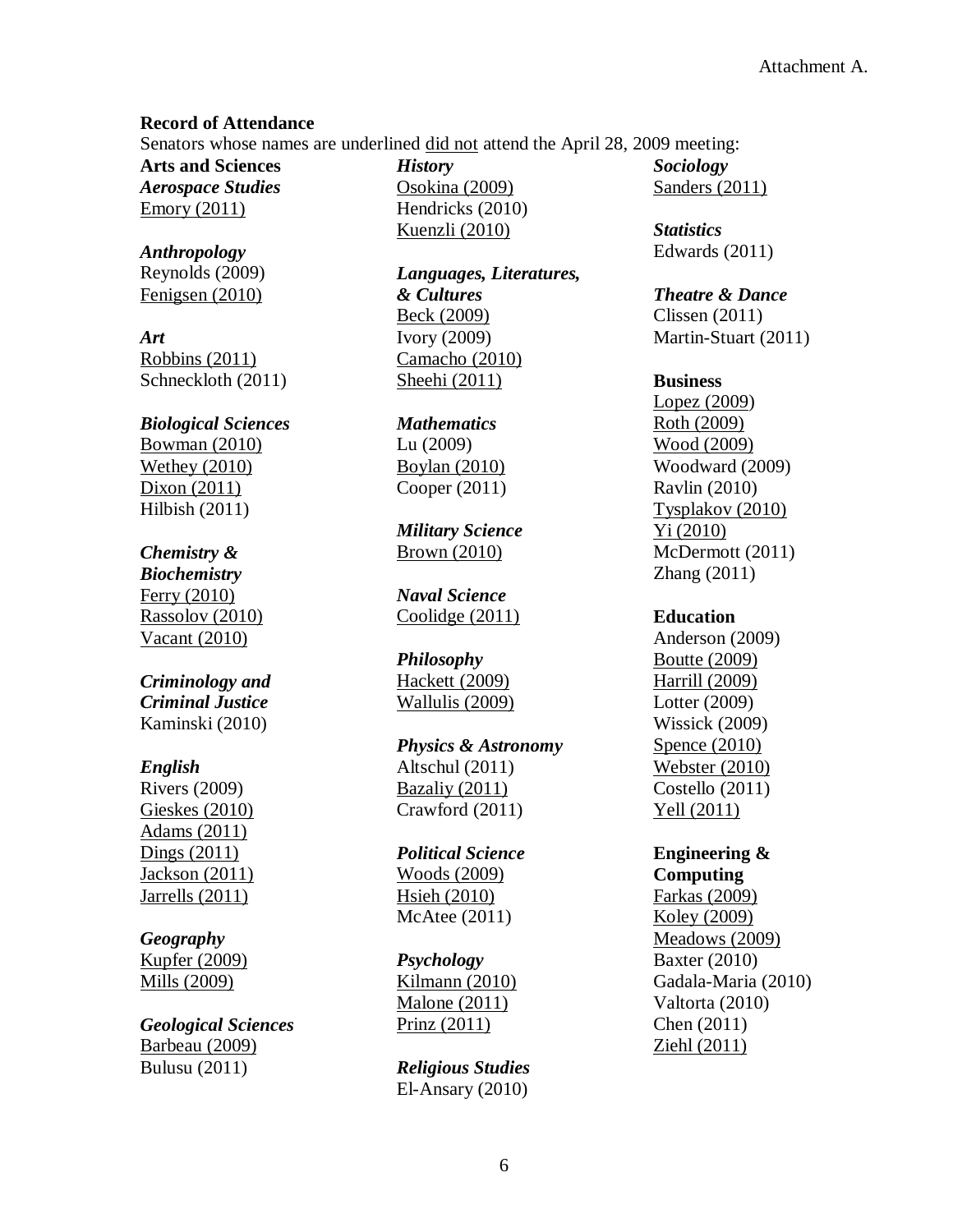Attachment A.

**Record of Attendance**

Senators whose names are underlined <u>did not</u> attend the April 28, 2009 meeting:

**Arts and Sciences**

***Aerospace Studies***
<u>Emory (2011)</u>

***Anthropology***
Reynolds (2009)
<u>Fenigsen (2010)</u>

***Art***
<u>Robbins (2011)</u>
Schneckloth (2011)

***Biological Sciences***
<u>Bowman (2010)</u>
<u>Wethey (2010)</u>
<u>Dixon (2011)</u>
Hilbish (2011)

***Chemistry & Biochemistry***
<u>Ferry (2010)</u>
<u>Rassolov (2010)</u>
<u>Vacant (2010)</u>

***Criminology and Criminal Justice***
Kaminski (2010)

***English***
Rivers (2009)
<u>Gieskes (2010)</u>
<u>Adams (2011)</u>
<u>Dings (2011)</u>
<u>Jackson (2011)</u>
<u>Jarrells (2011)</u>

***Geography***
<u>Kupfer (2009)</u>
<u>Mills (2009)</u>

***Geological Sciences***
<u>Barbeau (2009)</u>
Bulusu (2011)

***History***
<u>Osokina (2009)</u>
Hendricks (2010)
<u>Kuenzli (2010)</u>

***Languages, Literatures, & Cultures***
<u>Beck (2009)</u>
Ivory (2009)
<u>Camacho (2010)</u>
<u>Sheehi (2011)</u>

***Mathematics***
Lu (2009)
<u>Boylan (2010)</u>
Cooper (2011)

***Military Science***
<u>Brown (2010)</u>

***Naval Science***
<u>Coolidge (2011)</u>

***Philosophy***
<u>Hackett (2009)</u>
<u>Wallulis (2009)</u>

***Physics & Astronomy***
Altschul (2011)
<u>Bazaliy (2011)</u>
Crawford (2011)

***Political Science***
<u>Woods (2009)</u>
<u>Hsieh (2010)</u>
McAtee (2011)

***Psychology***
<u>Kilmann (2010)</u>
<u>Malone (2011)</u>
<u>Prinz (2011)</u>

***Religious Studies***
El-Ansary (2010)

***Sociology***
<u>Sanders (2011)</u>

***Statistics***
Edwards (2011)

***Theatre & Dance***
Clissen (2011)
Martin-Stuart (2011)

**Business**
<u>Lopez (2009)</u>
<u>Roth (2009)</u>
<u>Wood (2009)</u>
Woodward (2009)
Ravlin (2010)
<u>Tysplakov (2010)</u>
<u>Yi (2010)</u>
McDermott (2011)
Zhang (2011)

**Education**
Anderson (2009)
<u>Boutte (2009)</u>
<u>Harrill (2009)</u>
Lotter (2009)
Wissick (2009)
<u>Spence (2010)</u>
<u>Webster (2010)</u>
Costello (2011)
<u>Yell (2011)</u>

**Engineering & Computing**
<u>Farkas (2009)</u>
<u>Koley (2009)</u>
<u>Meadows (2009)</u>
Baxter (2010)
Gadala-Maria (2010)
Valtorta (2010)
Chen (2011)
<u>Ziehl (2011)</u>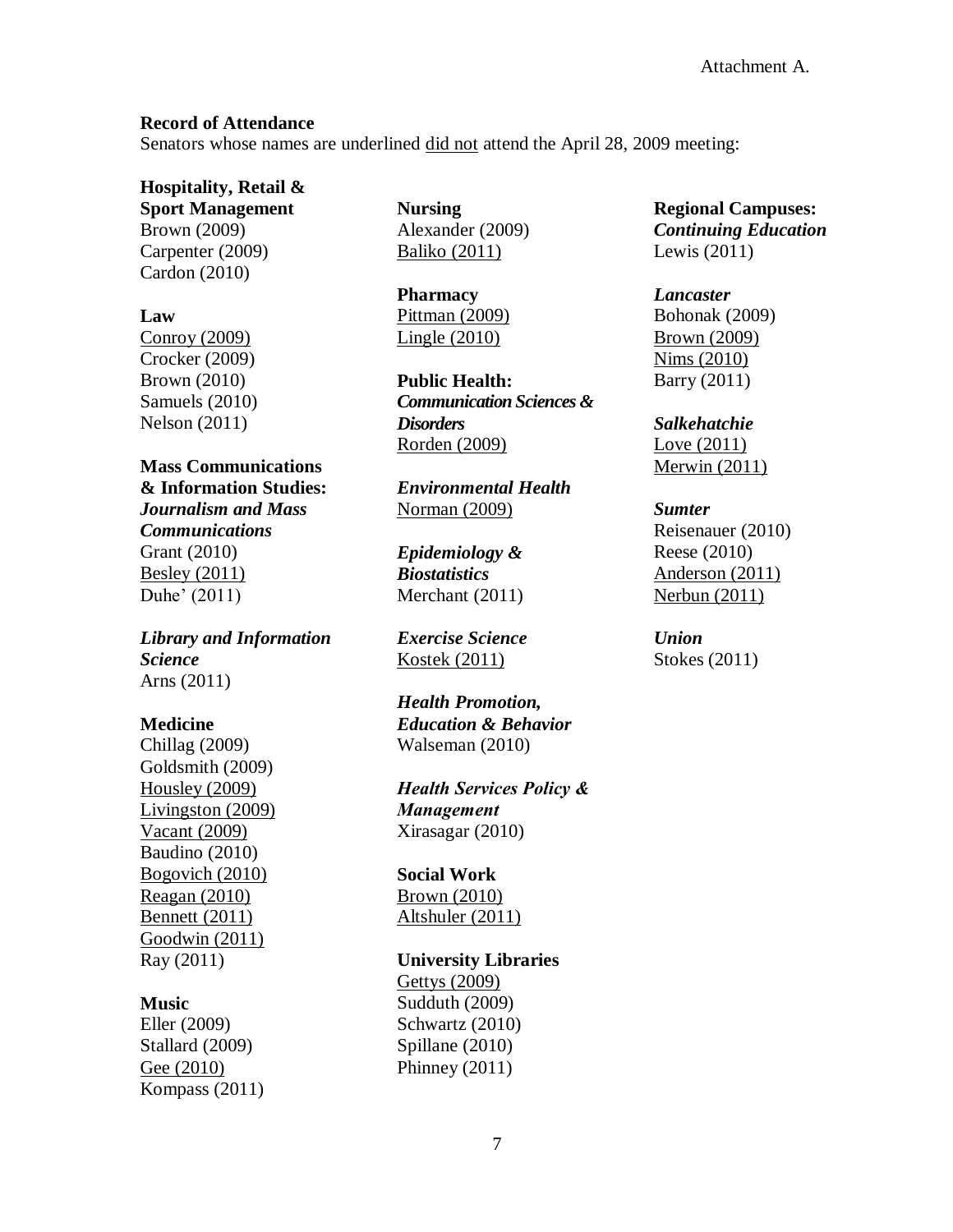Attachment A.

**Record of Attendance**

Senators whose names are underlined <u>did not</u> attend the April 28, 2009 meeting:

**Hospitality, Retail & Sport Management**
Brown (2009)
Carpenter (2009)
Cardon (2010)

**Law**
<u>Conroy (2009)</u>
Crocker (2009)
Brown (2010)
Samuels (2010)
Nelson (2011)

**Mass Communications & Information Studies:**
***Journalism and Mass Communications***
Grant (2010)
<u>Besley (2011)</u>
Duhe' (2011)

***Library and Information Science***
Arns (2011)

**Medicine**
Chillag (2009)
Goldsmith (2009)
<u>Housley (2009)</u>
<u>Livingston (2009)</u>
<u>Vacant (2009)</u>
Baudino (2010)
<u>Bogovich (2010)</u>
<u>Reagan (2010)</u>
<u>Bennett (2011)</u>
<u>Goodwin (2011)</u>
Ray (2011)

**Music**
Eller (2009)
Stallard (2009)
<u>Gee (2010)</u>
Kompass (2011)

**Nursing**
Alexander (2009)
<u>Baliko (2011)</u>

**Pharmacy**
<u>Pittman (2009)</u>
<u>Lingle (2010)</u>

**Public Health:**
***Communication Sciences & Disorders***
<u>Rorden (2009)</u>

***Environmental Health***
<u>Norman (2009)</u>

***Epidemiology & Biostatistics***
Merchant (2011)

***Exercise Science***
<u>Kostek (2011)</u>

***Health Promotion, Education & Behavior***
Walseman (2010)

***Health Services Policy & Management***
Xirasagar (2010)

**Social Work**
<u>Brown (2010)</u>
<u>Altshuler (2011)</u>

**University Libraries**
<u>Gettys (2009)</u>
Sudduth (2009)
Schwartz (2010)
Spillane (2010)
Phinney (2011)

**Regional Campuses:**
***Continuing Education***
Lewis (2011)

***Lancaster***
Bohonak (2009)
<u>Brown (2009)</u>
<u>Nims (2010)</u>
Barry (2011)

***Salkehatchie***
<u>Love (2011)</u>
<u>Merwin (2011)</u>

***Sumter***
Reisenauer (2010)
Reese (2010)
<u>Anderson (2011)</u>
<u>Nerbun (2011)</u>

***Union***
Stokes (2011)